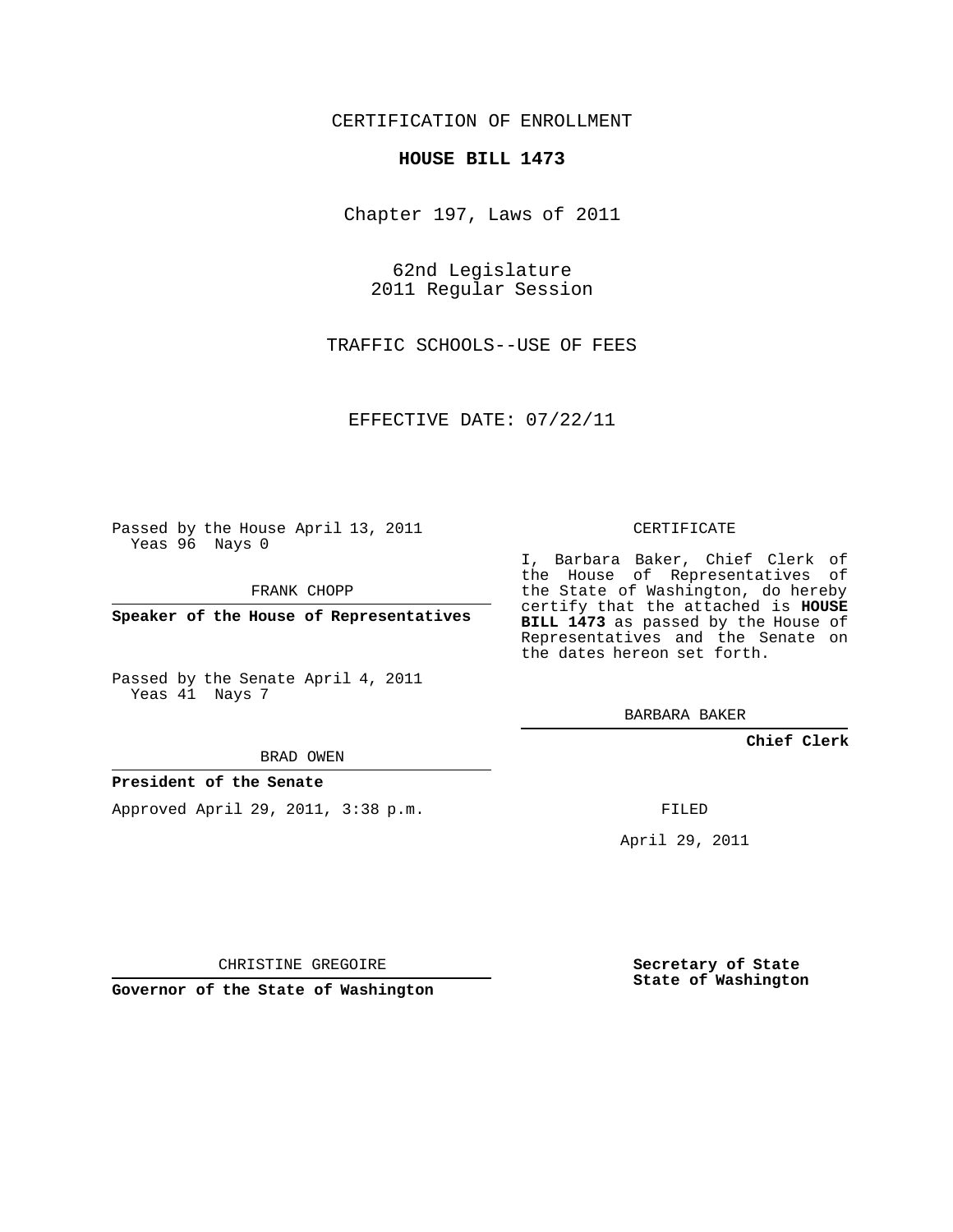CERTIFICATION OF ENROLLMENT

**HOUSE BILL 1473**

Chapter 197, Laws of 2011

62nd Legislature
2011 Regular Session

TRAFFIC SCHOOLS--USE OF FEES

EFFECTIVE DATE: 07/22/11

Passed by the House April 13, 2011
Yeas 96 Nays 0

FRANK CHOPP

**Speaker of the House of Representatives**

Passed by the Senate April 4, 2011
Yeas 41 Nays 7

BRAD OWEN

**President of the Senate**

Approved April 29, 2011, 3:38 p.m.

CHRISTINE GREGOIRE

**Governor of the State of Washington**

CERTIFICATE

I, Barbara Baker, Chief Clerk of the House of Representatives of the State of Washington, do hereby certify that the attached is **HOUSE BILL 1473** as passed by the House of Representatives and the Senate on the dates hereon set forth.

BARBARA BAKER

**Chief Clerk**

FILED

April 29, 2011

**Secretary of State**
**State of Washington**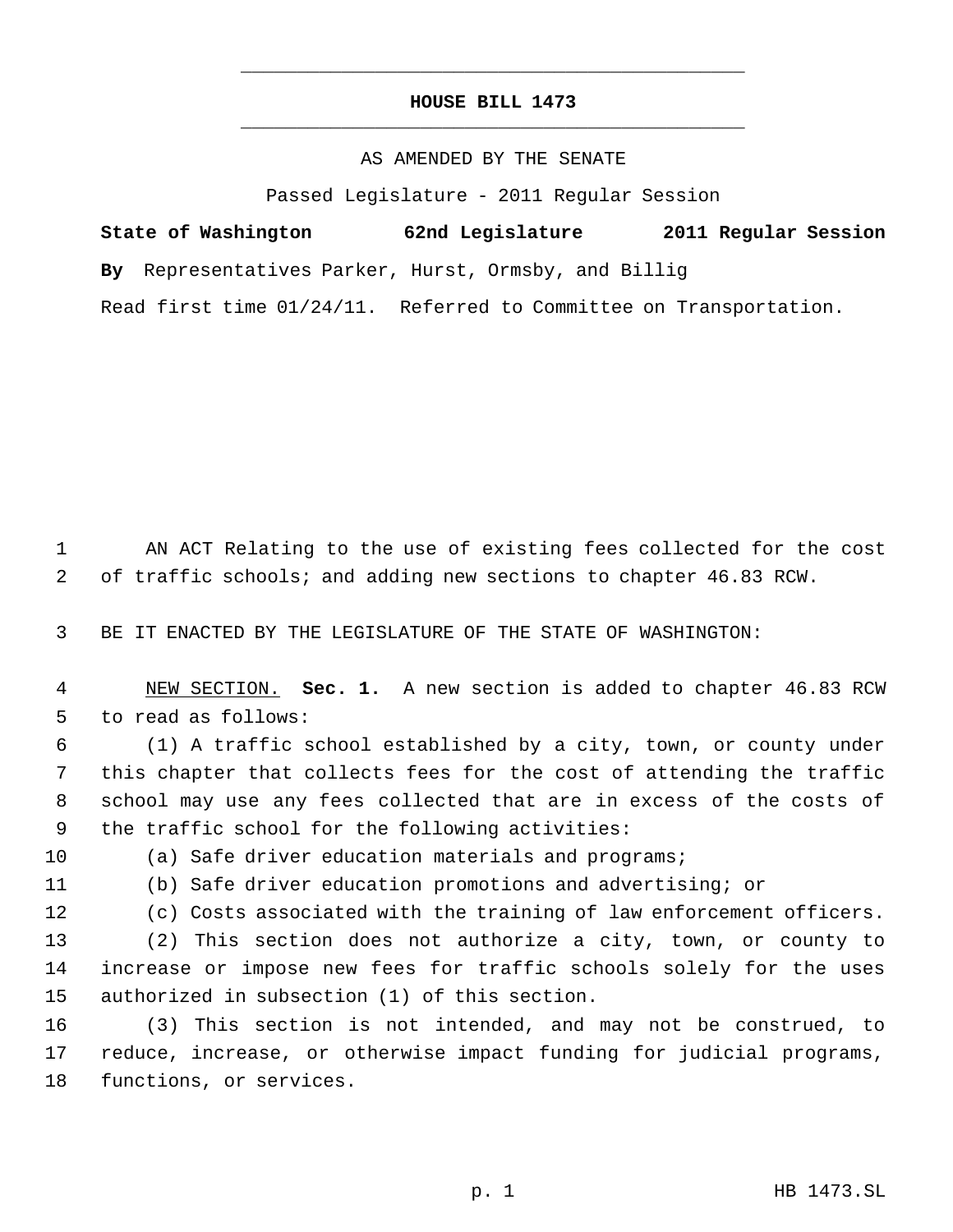# HOUSE BILL 1473

AS AMENDED BY THE SENATE

Passed Legislature - 2011 Regular Session

**State of Washington 62nd Legislature 2011 Regular Session**

**By** Representatives Parker, Hurst, Ormsby, and Billig

Read first time 01/24/11. Referred to Committee on Transportation.

AN ACT Relating to the use of existing fees collected for the cost of traffic schools; and adding new sections to chapter 46.83 RCW.

BE IT ENACTED BY THE LEGISLATURE OF THE STATE OF WASHINGTON:

NEW SECTION. **Sec. 1.** A new section is added to chapter 46.83 RCW to read as follows:

(1) A traffic school established by a city, town, or county under this chapter that collects fees for the cost of attending the traffic school may use any fees collected that are in excess of the costs of the traffic school for the following activities:

(a) Safe driver education materials and programs;

(b) Safe driver education promotions and advertising; or

(c) Costs associated with the training of law enforcement officers.

(2) This section does not authorize a city, town, or county to increase or impose new fees for traffic schools solely for the uses authorized in subsection (1) of this section.

(3) This section is not intended, and may not be construed, to reduce, increase, or otherwise impact funding for judicial programs, functions, or services.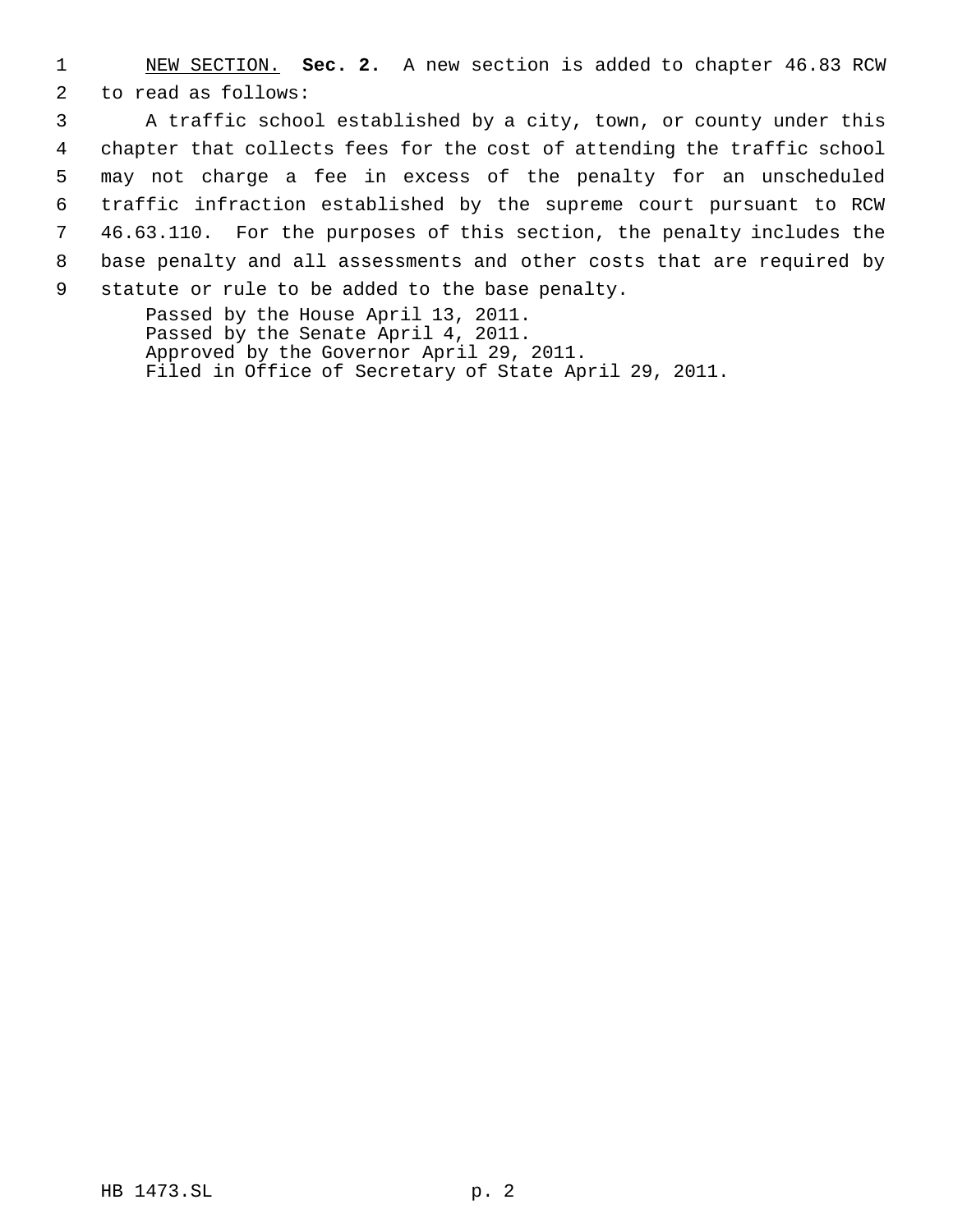NEW SECTION. **Sec. 2.** A new section is added to chapter 46.83 RCW to read as follows:

A traffic school established by a city, town, or county under this chapter that collects fees for the cost of attending the traffic school may not charge a fee in excess of the penalty for an unscheduled traffic infraction established by the supreme court pursuant to RCW 46.63.110. For the purposes of this section, the penalty includes the base penalty and all assessments and other costs that are required by statute or rule to be added to the base penalty.

Passed by the House April 13, 2011.
Passed by the Senate April 4, 2011.
Approved by the Governor April 29, 2011.
Filed in Office of Secretary of State April 29, 2011.